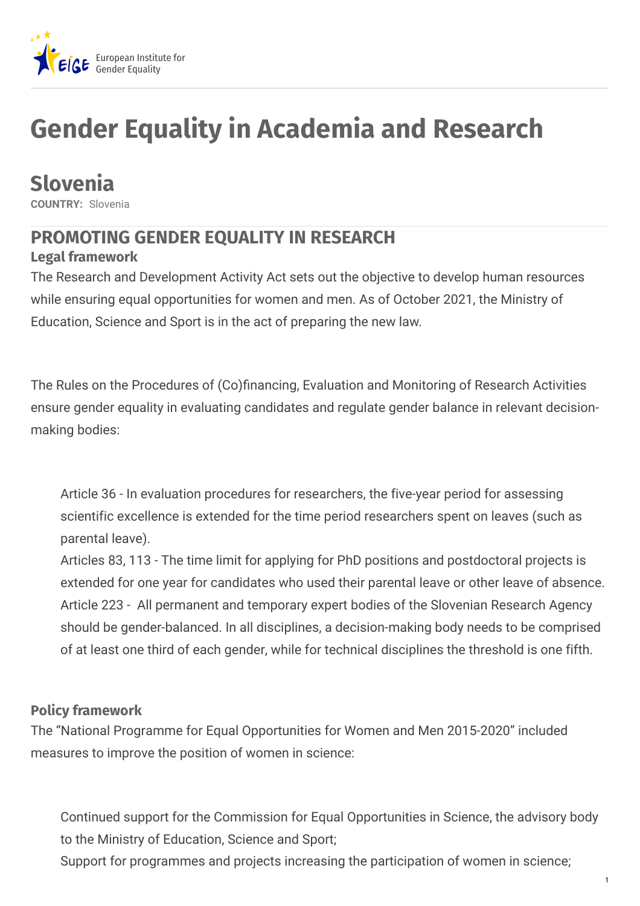# Gender Equality in Academia and Research

## Slovenia

**COUNTRY:** Slovenia

## PROMOTING GENDER EQUALITY IN RESEARCH

### Legal framework

The Research and Development Activity Act sets out the objective to develop human resources while ensuring equal opportunities for women and men. As of October 2021, the Ministry of Education, Science and Sport is in the act of preparing the new law.

The Rules on the Procedures of (Co)financing, Evaluation and Monitoring of Research Activities ensure gender equality in evaluating candidates and regulate gender balance in relevant decision-making bodies:

- Article 36 - In evaluation procedures for researchers, the five-year period for assessing scientific excellence is extended for the time period researchers spent on leaves (such as parental leave).
- Articles 83, 113 - The time limit for applying for PhD positions and postdoctoral projects is extended for one year for candidates who used their parental leave or other leave of absence.
- Article 223 - All permanent and temporary expert bodies of the Slovenian Research Agency should be gender-balanced. In all disciplines, a decision-making body needs to be comprised of at least one third of each gender, while for technical disciplines the threshold is one fifth.

### Policy framework

The “National Programme for Equal Opportunities for Women and Men 2015-2020” included measures to improve the position of women in science:

- Continued support for the Commission for Equal Opportunities in Science, the advisory body to the Ministry of Education, Science and Sport;
- Support for programmes and projects increasing the participation of women in science;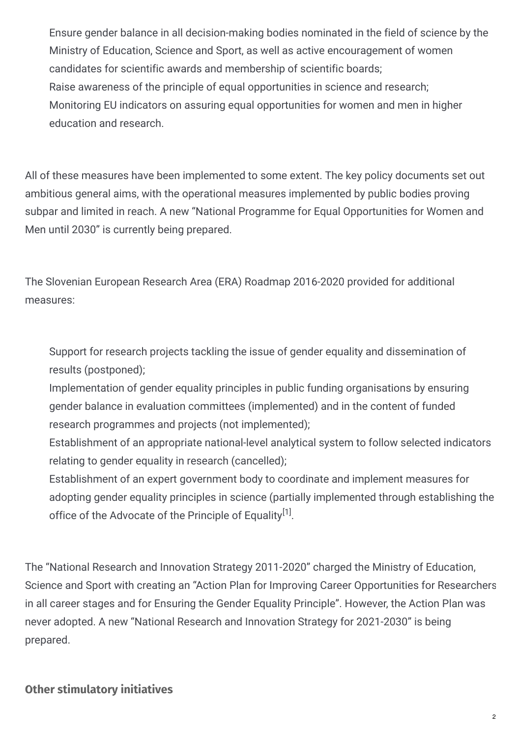- Ensure gender balance in all decision-making bodies nominated in the field of science by the Ministry of Education, Science and Sport, as well as active encouragement of women candidates for scientific awards and membership of scientific boards;
- Raise awareness of the principle of equal opportunities in science and research;
- Monitoring EU indicators on assuring equal opportunities for women and men in higher education and research.

All of these measures have been implemented to some extent. The key policy documents set out ambitious general aims, with the operational measures implemented by public bodies proving subpar and limited in reach. A new "National Programme for Equal Opportunities for Women and Men until 2030" is currently being prepared.

The Slovenian European Research Area (ERA) Roadmap 2016-2020 provided for additional measures:

- Support for research projects tackling the issue of gender equality and dissemination of results (postponed);
- Implementation of gender equality principles in public funding organisations by ensuring gender balance in evaluation committees (implemented) and in the content of funded research programmes and projects (not implemented);
- Establishment of an appropriate national-level analytical system to follow selected indicators relating to gender equality in research (cancelled);
- Establishment of an expert government body to coordinate and implement measures for adopting gender equality principles in science (partially implemented through establishing the office of the Advocate of the Principle of Equality[1].

The "National Research and Innovation Strategy 2011-2020" charged the Ministry of Education, Science and Sport with creating an "Action Plan for Improving Career Opportunities for Researchers in all career stages and for Ensuring the Gender Equality Principle". However, the Action Plan was never adopted. A new "National Research and Innovation Strategy for 2021-2030" is being prepared.

### Other stimulatory initiatives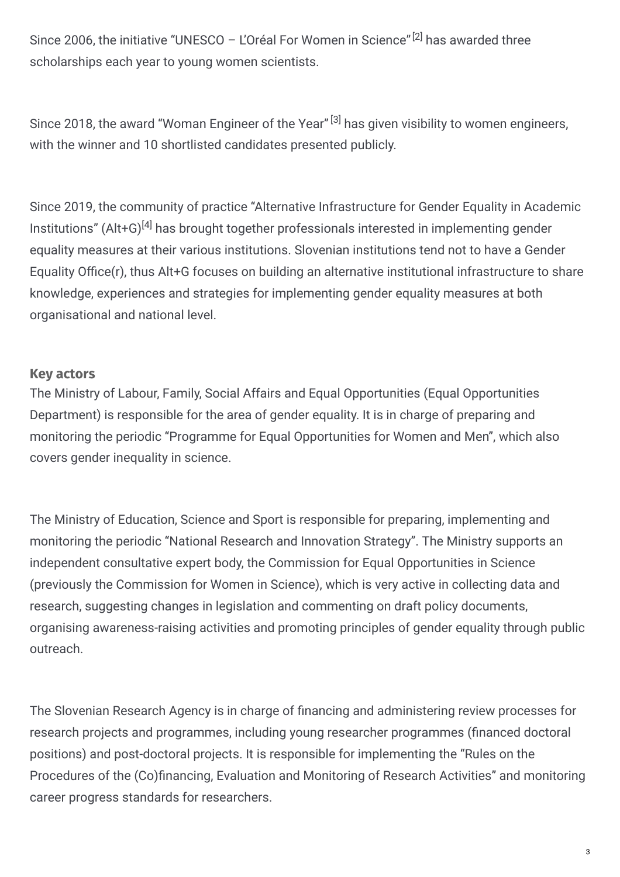Since 2006, the initiative "UNESCO – L'Oréal For Women in Science"[2] has awarded three scholarships each year to young women scientists.

Since 2018, the award "Woman Engineer of the Year"[3] has given visibility to women engineers, with the winner and 10 shortlisted candidates presented publicly.

Since 2019, the community of practice "Alternative Infrastructure for Gender Equality in Academic Institutions" (Alt+G)[4] has brought together professionals interested in implementing gender equality measures at their various institutions. Slovenian institutions tend not to have a Gender Equality Office(r), thus Alt+G focuses on building an alternative institutional infrastructure to share knowledge, experiences and strategies for implementing gender equality measures at both organisational and national level.

### Key actors

The Ministry of Labour, Family, Social Affairs and Equal Opportunities (Equal Opportunities Department) is responsible for the area of gender equality. It is in charge of preparing and monitoring the periodic "Programme for Equal Opportunities for Women and Men", which also covers gender inequality in science.

The Ministry of Education, Science and Sport is responsible for preparing, implementing and monitoring the periodic "National Research and Innovation Strategy". The Ministry supports an independent consultative expert body, the Commission for Equal Opportunities in Science (previously the Commission for Women in Science), which is very active in collecting data and research, suggesting changes in legislation and commenting on draft policy documents, organising awareness-raising activities and promoting principles of gender equality through public outreach.

The Slovenian Research Agency is in charge of financing and administering review processes for research projects and programmes, including young researcher programmes (financed doctoral positions) and post-doctoral projects. It is responsible for implementing the "Rules on the Procedures of the (Co)financing, Evaluation and Monitoring of Research Activities" and monitoring career progress standards for researchers.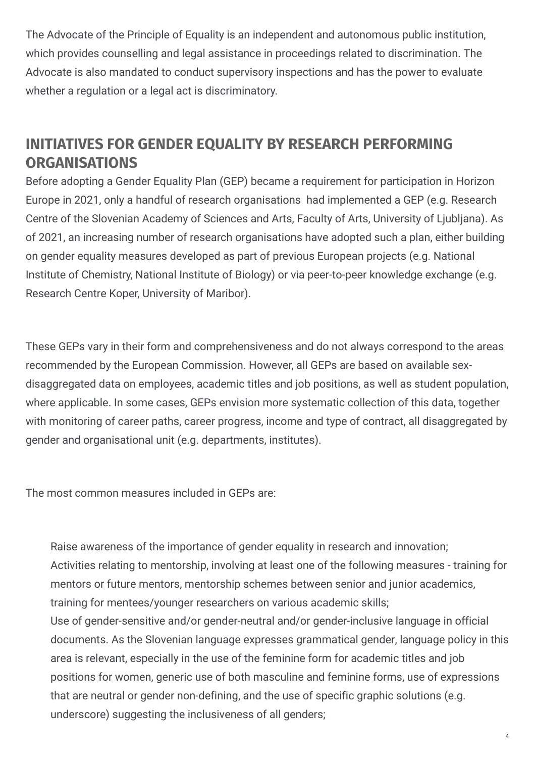The Advocate of the Principle of Equality is an independent and autonomous public institution, which provides counselling and legal assistance in proceedings related to discrimination. The Advocate is also mandated to conduct supervisory inspections and has the power to evaluate whether a regulation or a legal act is discriminatory.

## INITIATIVES FOR GENDER EQUALITY BY RESEARCH PERFORMING ORGANISATIONS

Before adopting a Gender Equality Plan (GEP) became a requirement for participation in Horizon Europe in 2021, only a handful of research organisations had implemented a GEP (e.g. Research Centre of the Slovenian Academy of Sciences and Arts, Faculty of Arts, University of Ljubljana). As of 2021, an increasing number of research organisations have adopted such a plan, either building on gender equality measures developed as part of previous European projects (e.g. National Institute of Chemistry, National Institute of Biology) or via peer-to-peer knowledge exchange (e.g. Research Centre Koper, University of Maribor).

These GEPs vary in their form and comprehensiveness and do not always correspond to the areas recommended by the European Commission. However, all GEPs are based on available sex-disaggregated data on employees, academic titles and job positions, as well as student population, where applicable. In some cases, GEPs envision more systematic collection of this data, together with monitoring of career paths, career progress, income and type of contract, all disaggregated by gender and organisational unit (e.g. departments, institutes).

The most common measures included in GEPs are:

- Raise awareness of the importance of gender equality in research and innovation;
- Activities relating to mentorship, involving at least one of the following measures - training for mentors or future mentors, mentorship schemes between senior and junior academics, training for mentees/younger researchers on various academic skills;
- Use of gender-sensitive and/or gender-neutral and/or gender-inclusive language in official documents. As the Slovenian language expresses grammatical gender, language policy in this area is relevant, especially in the use of the feminine form for academic titles and job positions for women, generic use of both masculine and feminine forms, use of expressions that are neutral or gender non-defining, and the use of specific graphic solutions (e.g. underscore) suggesting the inclusiveness of all genders;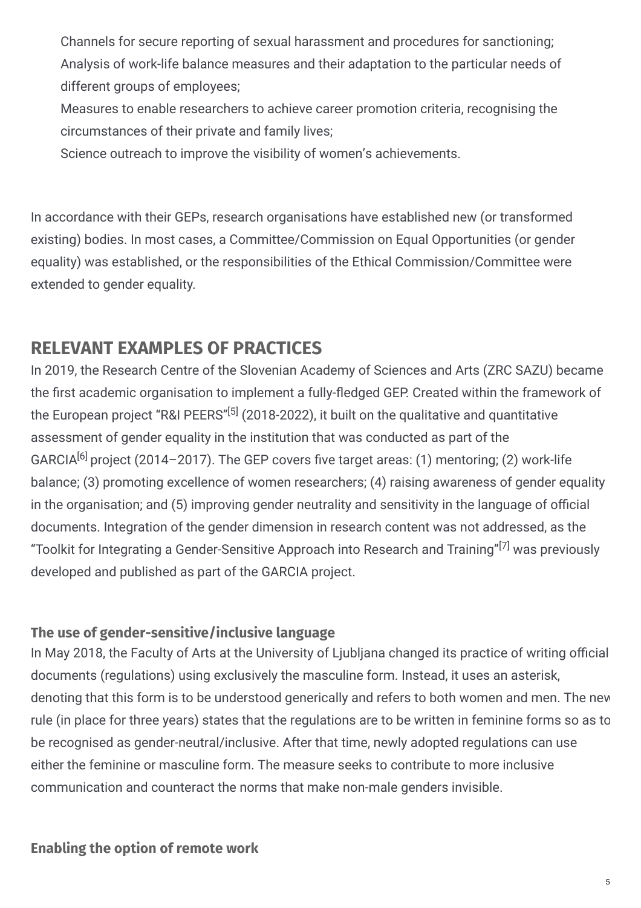- Channels for secure reporting of sexual harassment and procedures for sanctioning;
- Analysis of work-life balance measures and their adaptation to the particular needs of different groups of employees;
- Measures to enable researchers to achieve career promotion criteria, recognising the circumstances of their private and family lives;
- Science outreach to improve the visibility of women's achievements.

In accordance with their GEPs, research organisations have established new (or transformed existing) bodies. In most cases, a Committee/Commission on Equal Opportunities (or gender equality) was established, or the responsibilities of the Ethical Commission/Committee were extended to gender equality.

## RELEVANT EXAMPLES OF PRACTICES

In 2019, the Research Centre of the Slovenian Academy of Sciences and Arts (ZRC SAZU) became the first academic organisation to implement a fully-fledged GEP. Created within the framework of the European project "R&I PEERS"[5] (2018-2022), it built on the qualitative and quantitative assessment of gender equality in the institution that was conducted as part of the GARCIA[6] project (2014–2017). The GEP covers five target areas: (1) mentoring; (2) work-life balance; (3) promoting excellence of women researchers; (4) raising awareness of gender equality in the organisation; and (5) improving gender neutrality and sensitivity in the language of official documents. Integration of the gender dimension in research content was not addressed, as the "Toolkit for Integrating a Gender-Sensitive Approach into Research and Training"[7] was previously developed and published as part of the GARCIA project.

### The use of gender-sensitive/inclusive language

In May 2018, the Faculty of Arts at the University of Ljubljana changed its practice of writing official documents (regulations) using exclusively the masculine form. Instead, it uses an asterisk, denoting that this form is to be understood generically and refers to both women and men. The new rule (in place for three years) states that the regulations are to be written in feminine forms so as to be recognised as gender-neutral/inclusive. After that time, newly adopted regulations can use either the feminine or masculine form. The measure seeks to contribute to more inclusive communication and counteract the norms that make non-male genders invisible.

### Enabling the option of remote work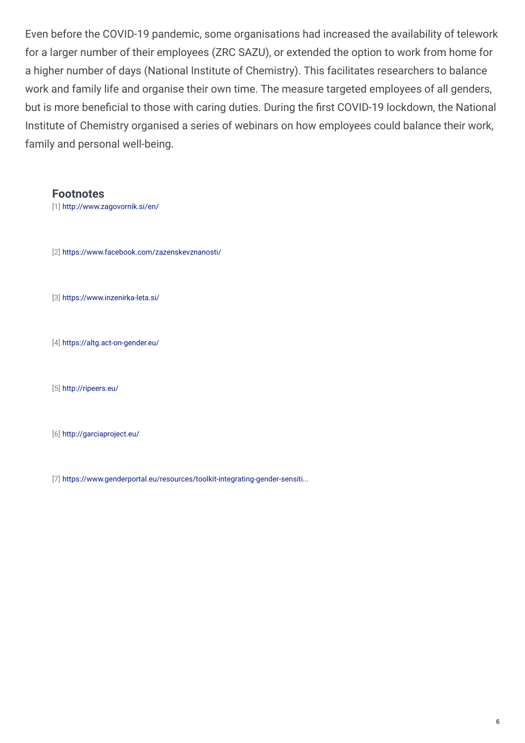Even before the COVID-19 pandemic, some organisations had increased the availability of telework for a larger number of their employees (ZRC SAZU), or extended the option to work from home for a higher number of days (National Institute of Chemistry). This facilitates researchers to balance work and family life and organise their own time. The measure targeted employees of all genders, but is more beneficial to those with caring duties. During the first COVID-19 lockdown, the National Institute of Chemistry organised a series of webinars on how employees could balance their work, family and personal well-being.

### Footnotes

[1] http://www.zagovornik.si/en/

[2] https://www.facebook.com/zazenskevznanosti/

[3] https://www.inzenirka-leta.si/

[4] https://altg.act-on-gender.eu/

[5] http://ripeers.eu/

[6] http://garciaproject.eu/

[7] https://www.genderportal.eu/resources/toolkit-integrating-gender-sensiti...